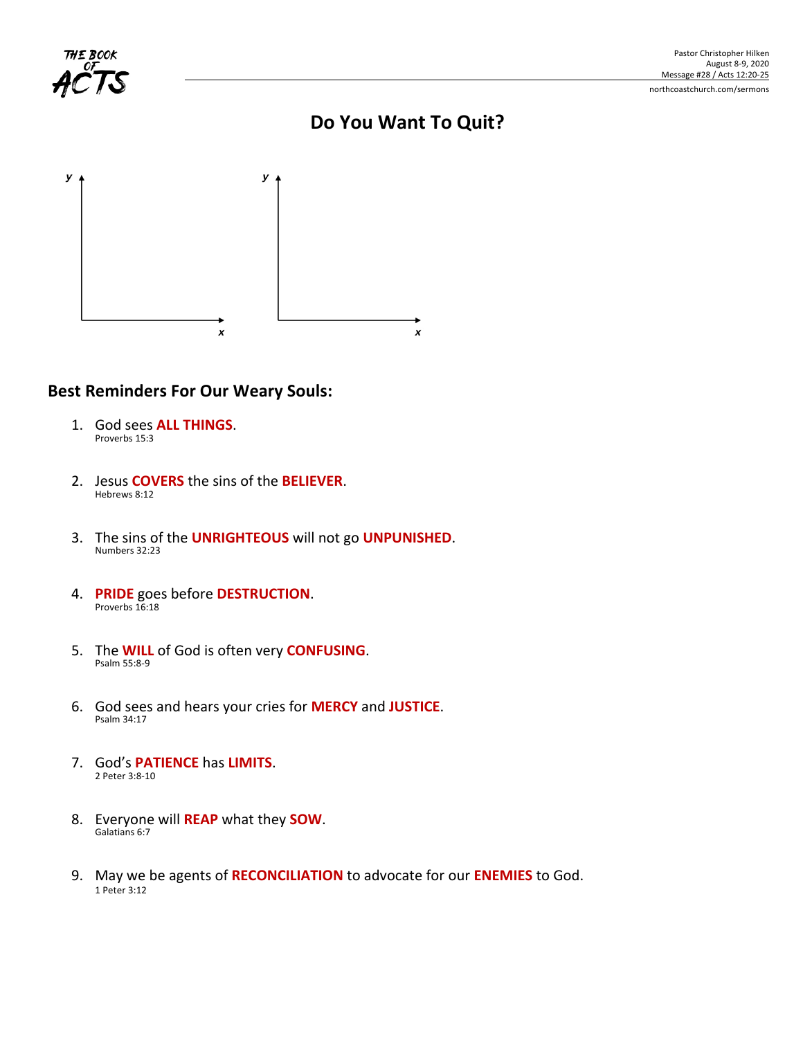THE BOOK OF ACTS

Pastor Christopher Hilken
August 8-9, 2020
Message #28 / Acts 12:20-25
northcoastchurch.com/sermons

# Do You Want To Quit?

y x

y x

## Best Reminders For Our Weary Souls:

1. God sees **ALL THINGS**.
   Proverbs 15:3

2. Jesus **COVERS** the sins of the **BELIEVER**.
   Hebrews 8:12

3. The sins of the **UNRIGHTEOUS** will not go **UNPUNISHED**.
   Numbers 32:23

4. **PRIDE** goes before **DESTRUCTION**.
   Proverbs 16:18

5. The **WILL** of God is often very **CONFUSING**.
   Psalm 55:8-9

6. God sees and hears your cries for **MERCY** and **JUSTICE**.
   Psalm 34:17

7. God's **PATIENCE** has **LIMITS**.
   2 Peter 3:8-10

8. Everyone will **REAP** what they **SOW**.
   Galatians 6:7

9. May we be agents of **RECONCILIATION** to advocate for our **ENEMIES** to God.
   1 Peter 3:12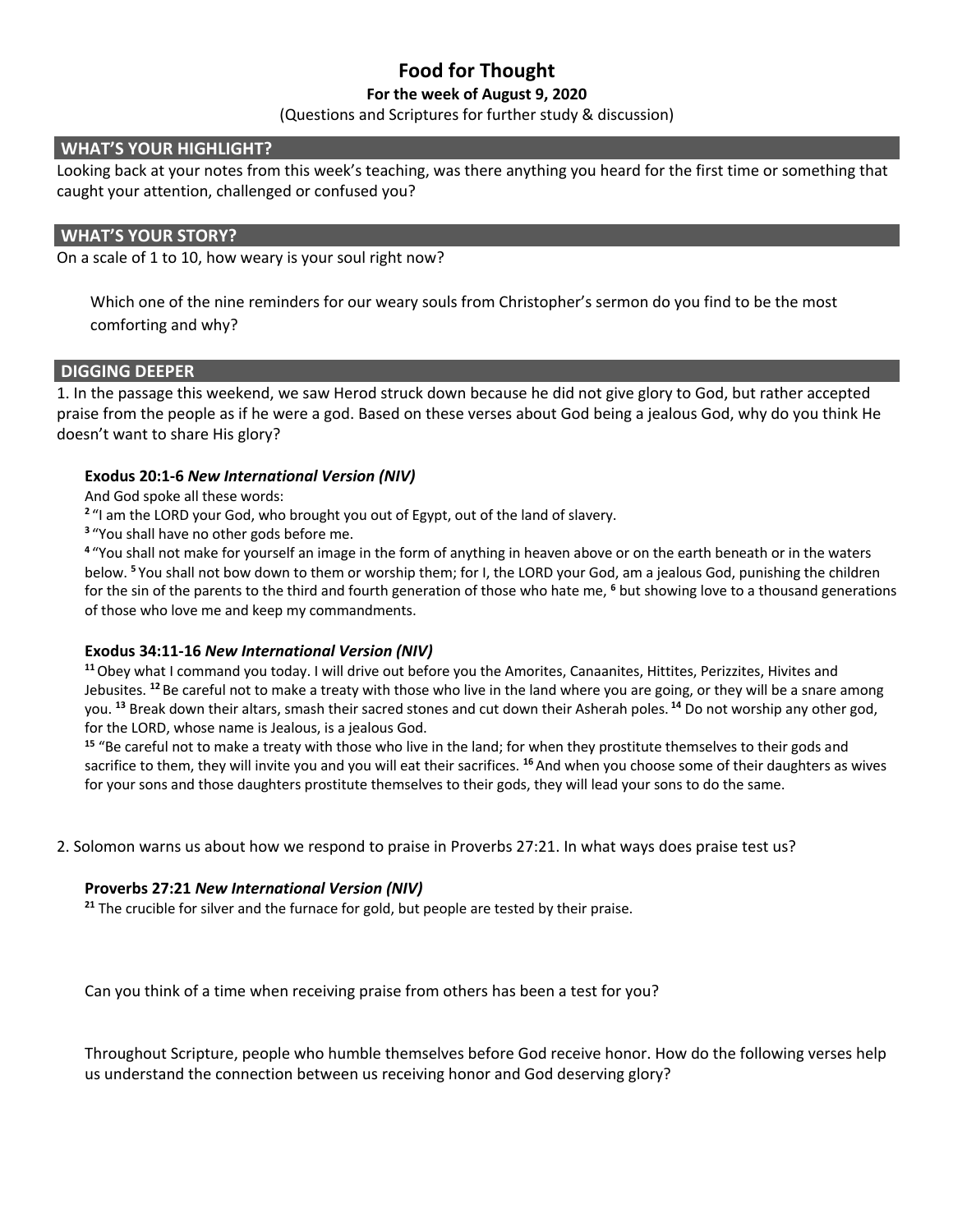# Food for Thought

**For the week of August 9, 2020**

(Questions and Scriptures for further study & discussion)

## WHAT'S YOUR HIGHLIGHT?

Looking back at your notes from this week's teaching, was there anything you heard for the first time or something that caught your attention, challenged or confused you?

## WHAT'S YOUR STORY?

On a scale of 1 to 10, how weary is your soul right now?

Which one of the nine reminders for our weary souls from Christopher's sermon do you find to be the most comforting and why?

## DIGGING DEEPER

1. In the passage this weekend, we saw Herod struck down because he did not give glory to God, but rather accepted praise from the people as if he were a god. Based on these verses about God being a jealous God, why do you think He doesn't want to share His glory?

**Exodus 20:1-6 *New International Version (NIV)***

And God spoke all these words:

[2] "I am the LORD your God, who brought you out of Egypt, out of the land of slavery.

[3] "You shall have no other gods before me.

[4] "You shall not make for yourself an image in the form of anything in heaven above or on the earth beneath or in the waters below. [5] You shall not bow down to them or worship them; for I, the LORD your God, am a jealous God, punishing the children for the sin of the parents to the third and fourth generation of those who hate me, [6] but showing love to a thousand generations of those who love me and keep my commandments.

**Exodus 34:11-16 *New International Version (NIV)***

[11] Obey what I command you today. I will drive out before you the Amorites, Canaanites, Hittites, Perizzites, Hivites and Jebusites. [12] Be careful not to make a treaty with those who live in the land where you are going, or they will be a snare among you. [13] Break down their altars, smash their sacred stones and cut down their Asherah poles. [14] Do not worship any other god, for the LORD, whose name is Jealous, is a jealous God.

[15] "Be careful not to make a treaty with those who live in the land; for when they prostitute themselves to their gods and sacrifice to them, they will invite you and you will eat their sacrifices. [16] And when you choose some of their daughters as wives for your sons and those daughters prostitute themselves to their gods, they will lead your sons to do the same.

2. Solomon warns us about how we respond to praise in Proverbs 27:21. In what ways does praise test us?

**Proverbs 27:21 *New International Version (NIV)***

[21] The crucible for silver and the furnace for gold, but people are tested by their praise.

Can you think of a time when receiving praise from others has been a test for you?

Throughout Scripture, people who humble themselves before God receive honor. How do the following verses help us understand the connection between us receiving honor and God deserving glory?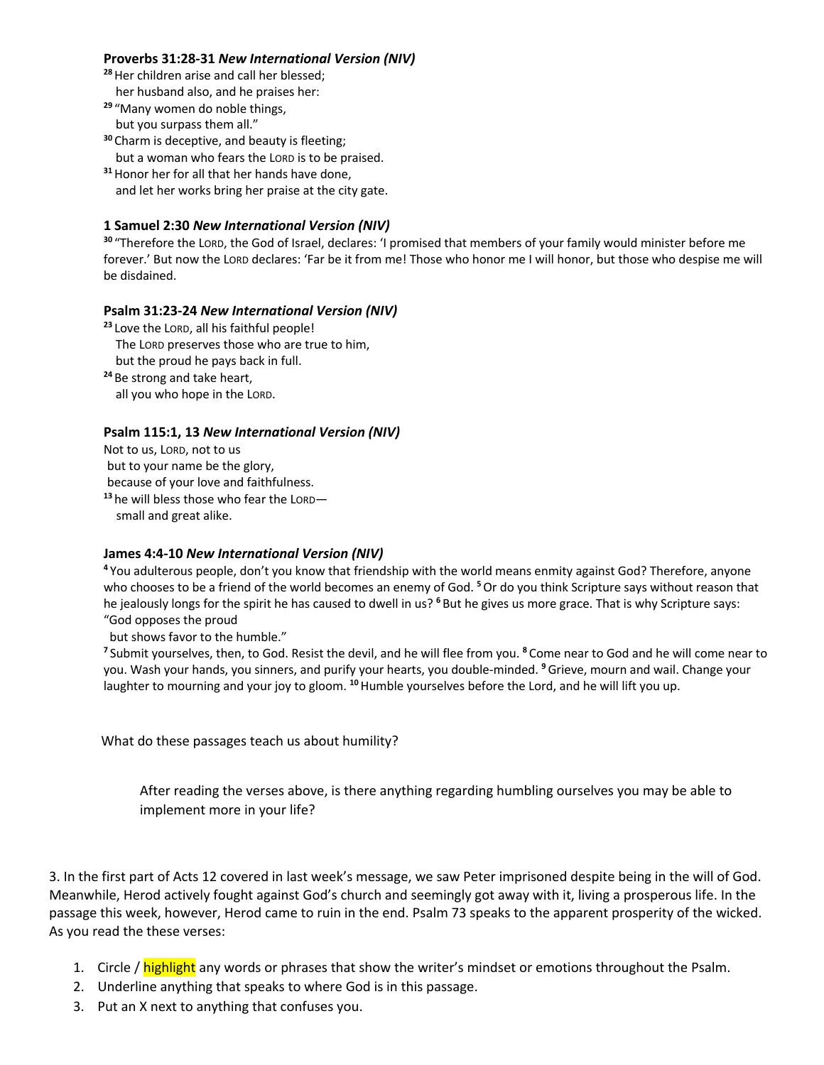**Proverbs 31:28-31** ***New International Version (NIV)***

[28] Her children arise and call her blessed;
her husband also, and he praises her:
[29] "Many women do noble things,
but you surpass them all."
[30] Charm is deceptive, and beauty is fleeting;
but a woman who fears the LORD is to be praised.
[31] Honor her for all that her hands have done,
and let her works bring her praise at the city gate.

**1 Samuel 2:30** ***New International Version (NIV)***

[30] "Therefore the LORD, the God of Israel, declares: 'I promised that members of your family would minister before me forever.' But now the LORD declares: 'Far be it from me! Those who honor me I will honor, but those who despise me will be disdained.

**Psalm 31:23-24** ***New International Version (NIV)***

[23] Love the LORD, all his faithful people!
The LORD preserves those who are true to him,
but the proud he pays back in full.
[24] Be strong and take heart,
all you who hope in the LORD.

**Psalm 115:1, 13** ***New International Version (NIV)***

Not to us, LORD, not to us
but to your name be the glory,
because of your love and faithfulness.
[13] he will bless those who fear the LORD—
small and great alike.

**James 4:4-10** ***New International Version (NIV)***

[4] You adulterous people, don't you know that friendship with the world means enmity against God? Therefore, anyone who chooses to be a friend of the world becomes an enemy of God. [5] Or do you think Scripture says without reason that he jealously longs for the spirit he has caused to dwell in us? [6] But he gives us more grace. That is why Scripture says:
"God opposes the proud
but shows favor to the humble."
[7] Submit yourselves, then, to God. Resist the devil, and he will flee from you. [8] Come near to God and he will come near to you. Wash your hands, you sinners, and purify your hearts, you double-minded. [9] Grieve, mourn and wail. Change your laughter to mourning and your joy to gloom. [10] Humble yourselves before the Lord, and he will lift you up.

What do these passages teach us about humility?

After reading the verses above, is there anything regarding humbling ourselves you may be able to implement more in your life?

3. In the first part of Acts 12 covered in last week's message, we saw Peter imprisoned despite being in the will of God. Meanwhile, Herod actively fought against God's church and seemingly got away with it, living a prosperous life. In the passage this week, however, Herod came to ruin in the end. Psalm 73 speaks to the apparent prosperity of the wicked. As you read the these verses:

1. Circle / highlight any words or phrases that show the writer's mindset or emotions throughout the Psalm.
2. Underline anything that speaks to where God is in this passage.
3. Put an X next to anything that confuses you.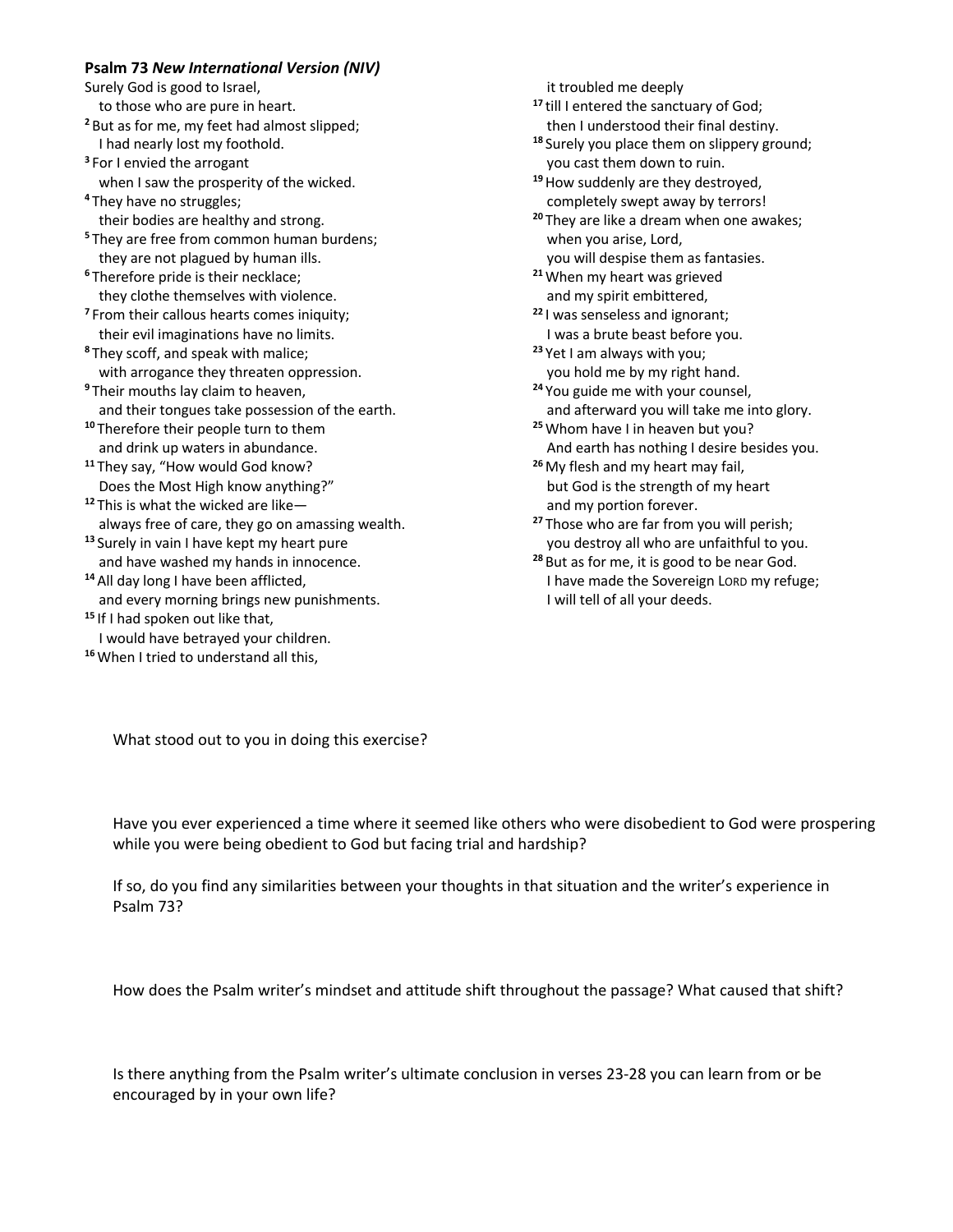**Psalm 73** ***New International Version (NIV)***

Surely God is good to Israel,
to those who are pure in heart.
[2] But as for me, my feet had almost slipped;
I had nearly lost my foothold.
[3] For I envied the arrogant
when I saw the prosperity of the wicked.
[4] They have no struggles;
their bodies are healthy and strong.
[5] They are free from common human burdens;
they are not plagued by human ills.
[6] Therefore pride is their necklace;
they clothe themselves with violence.
[7] From their callous hearts comes iniquity;
their evil imaginations have no limits.
[8] They scoff, and speak with malice;
with arrogance they threaten oppression.
[9] Their mouths lay claim to heaven,
and their tongues take possession of the earth.
[10] Therefore their people turn to them
and drink up waters in abundance.
[11] They say, "How would God know?
Does the Most High know anything?"
[12] This is what the wicked are like—
always free of care, they go on amassing wealth.
[13] Surely in vain I have kept my heart pure
and have washed my hands in innocence.
[14] All day long I have been afflicted,
and every morning brings new punishments.
[15] If I had spoken out like that,
I would have betrayed your children.
[16] When I tried to understand all this,
it troubled me deeply
[17] till I entered the sanctuary of God;
then I understood their final destiny.
[18] Surely you place them on slippery ground;
you cast them down to ruin.
[19] How suddenly are they destroyed,
completely swept away by terrors!
[20] They are like a dream when one awakes;
when you arise, Lord,
you will despise them as fantasies.
[21] When my heart was grieved
and my spirit embittered,
[22] I was senseless and ignorant;
I was a brute beast before you.
[23] Yet I am always with you;
you hold me by my right hand.
[24] You guide me with your counsel,
and afterward you will take me into glory.
[25] Whom have I in heaven but you?
And earth has nothing I desire besides you.
[26] My flesh and my heart may fail,
but God is the strength of my heart
and my portion forever.
[27] Those who are far from you will perish;
you destroy all who are unfaithful to you.
[28] But as for me, it is good to be near God.
I have made the Sovereign LORD my refuge;
I will tell of all your deeds.

What stood out to you in doing this exercise?

Have you ever experienced a time where it seemed like others who were disobedient to God were prospering while you were being obedient to God but facing trial and hardship?

If so, do you find any similarities between your thoughts in that situation and the writer's experience in Psalm 73?

How does the Psalm writer's mindset and attitude shift throughout the passage? What caused that shift?

Is there anything from the Psalm writer's ultimate conclusion in verses 23-28 you can learn from or be encouraged by in your own life?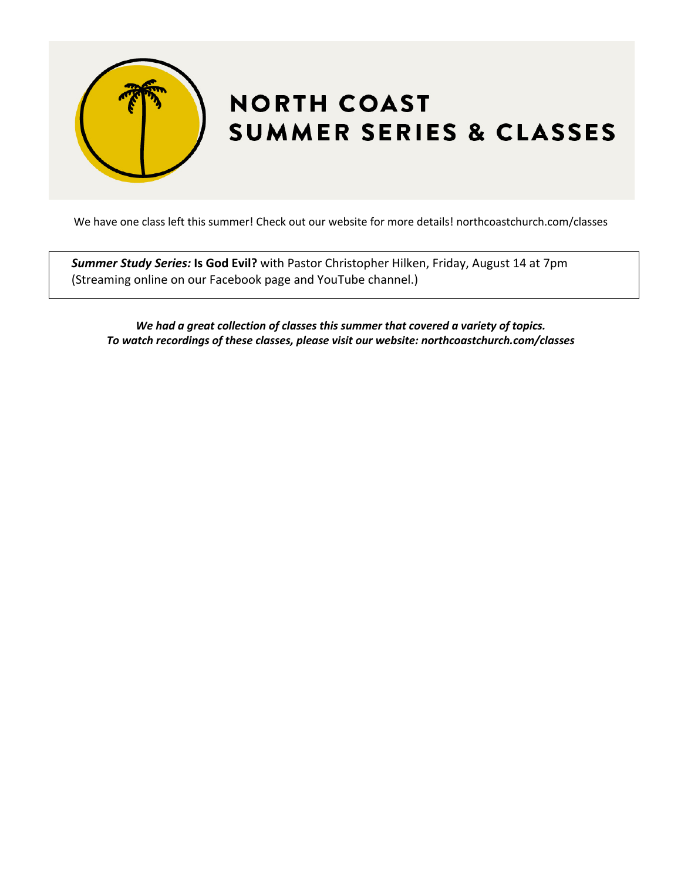# NORTH COAST SUMMER SERIES & CLASSES

We have one class left this summer! Check out our website for more details! northcoastchurch.com/classes

***Summer Study Series:*** **Is God Evil?** with Pastor Christopher Hilken, Friday, August 14 at 7pm (Streaming online on our Facebook page and YouTube channel.)

***We had a great collection of classes this summer that covered a variety of topics.***
***To watch recordings of these classes, please visit our website: northcoastchurch.com/classes***